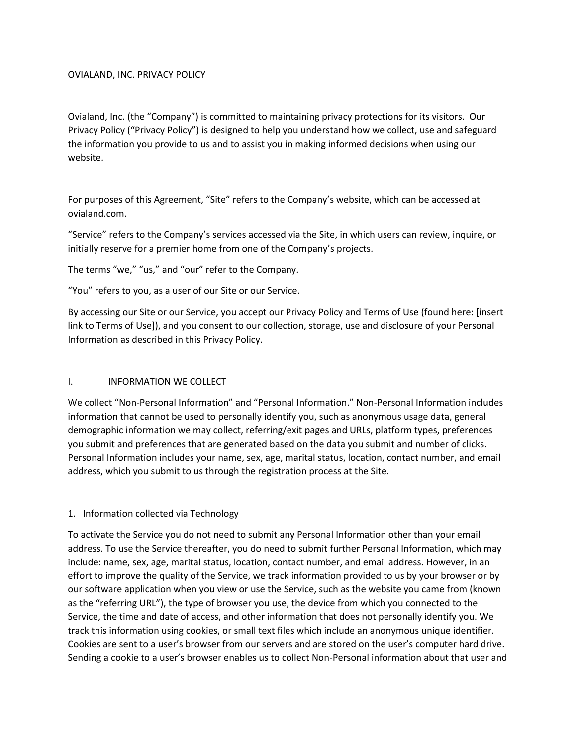# OVIALAND, INC. PRIVACY POLICY

Ovialand, Inc. (the "Company") is committed to maintaining privacy protections for its visitors. Our Privacy Policy ("Privacy Policy") is designed to help you understand how we collect, use and safeguard the information you provide to us and to assist you in making informed decisions when using our website.

For purposes of this Agreement, "Site" refers to the Company's website, which can be accessed at ovialand.com.

"Service" refers to the Company's services accessed via the Site, in which users can review, inquire, or initially reserve for a premier home from one of the Company's projects.

The terms "we," "us," and "our" refer to the Company.

"You" refers to you, as a user of our Site or our Service.

By accessing our Site or our Service, you accept our Privacy Policy and Terms of Use (found here: [insert link to Terms of Use]), and you consent to our collection, storage, use and disclosure of your Personal Information as described in this Privacy Policy.

## I. INFORMATION WE COLLECT

We collect "Non-Personal Information" and "Personal Information." Non-Personal Information includes information that cannot be used to personally identify you, such as anonymous usage data, general demographic information we may collect, referring/exit pages and URLs, platform types, preferences you submit and preferences that are generated based on the data you submit and number of clicks. Personal Information includes your name, sex, age, marital status, location, contact number, and email address, which you submit to us through the registration process at the Site.

### 1. Information collected via Technology

To activate the Service you do not need to submit any Personal Information other than your email address. To use the Service thereafter, you do need to submit further Personal Information, which may include: name, sex, age, marital status, location, contact number, and email address. However, in an effort to improve the quality of the Service, we track information provided to us by your browser or by our software application when you view or use the Service, such as the website you came from (known as the "referring URL"), the type of browser you use, the device from which you connected to the Service, the time and date of access, and other information that does not personally identify you. We track this information using cookies, or small text files which include an anonymous unique identifier. Cookies are sent to a user's browser from our servers and are stored on the user's computer hard drive. Sending a cookie to a user's browser enables us to collect Non-Personal information about that user and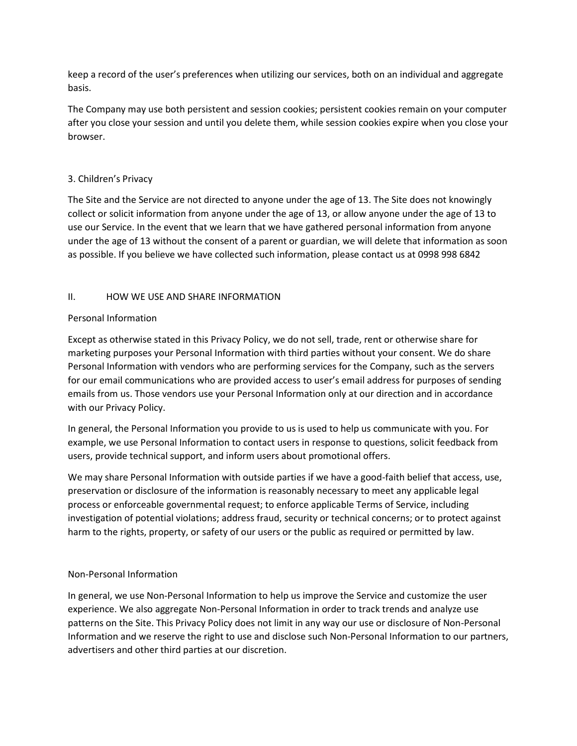keep a record of the user's preferences when utilizing our services, both on an individual and aggregate basis.

The Company may use both persistent and session cookies; persistent cookies remain on your computer after you close your session and until you delete them, while session cookies expire when you close your browser.

### 3. Children's Privacy

The Site and the Service are not directed to anyone under the age of 13. The Site does not knowingly collect or solicit information from anyone under the age of 13, or allow anyone under the age of 13 to use our Service. In the event that we learn that we have gathered personal information from anyone under the age of 13 without the consent of a parent or guardian, we will delete that information as soon as possible. If you believe we have collected such information, please contact us at 0998 998 6842

## II. HOW WE USE AND SHARE INFORMATION

### Personal Information

Except as otherwise stated in this Privacy Policy, we do not sell, trade, rent or otherwise share for marketing purposes your Personal Information with third parties without your consent. We do share Personal Information with vendors who are performing services for the Company, such as the servers for our email communications who are provided access to user's email address for purposes of sending emails from us. Those vendors use your Personal Information only at our direction and in accordance with our Privacy Policy.

In general, the Personal Information you provide to us is used to help us communicate with you. For example, we use Personal Information to contact users in response to questions, solicit feedback from users, provide technical support, and inform users about promotional offers.

We may share Personal Information with outside parties if we have a good-faith belief that access, use, preservation or disclosure of the information is reasonably necessary to meet any applicable legal process or enforceable governmental request; to enforce applicable Terms of Service, including investigation of potential violations; address fraud, security or technical concerns; or to protect against harm to the rights, property, or safety of our users or the public as required or permitted by law.

### Non-Personal Information

In general, we use Non-Personal Information to help us improve the Service and customize the user experience. We also aggregate Non-Personal Information in order to track trends and analyze use patterns on the Site. This Privacy Policy does not limit in any way our use or disclosure of Non-Personal Information and we reserve the right to use and disclose such Non-Personal Information to our partners, advertisers and other third parties at our discretion.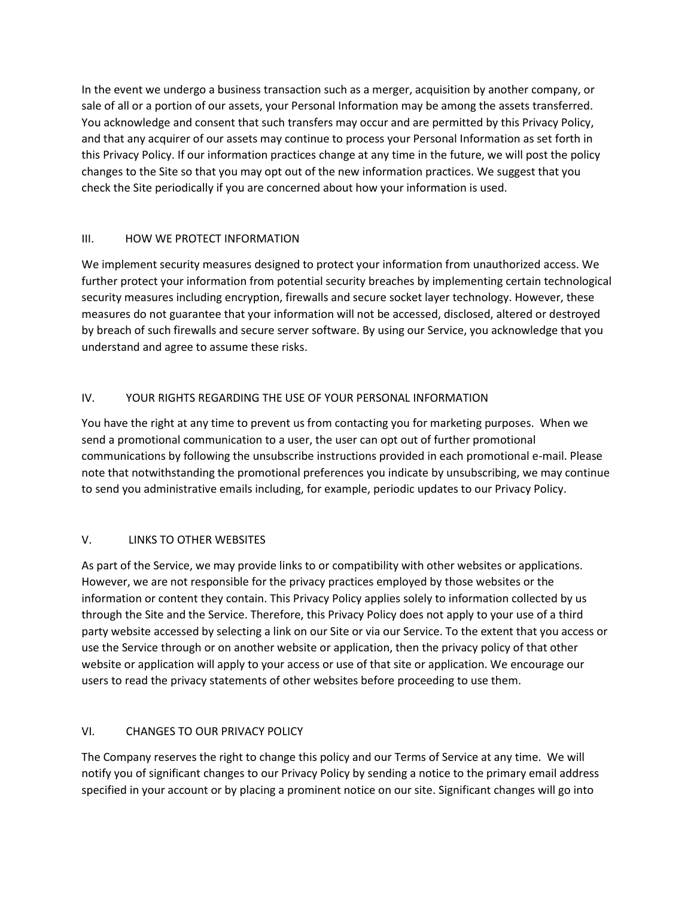In the event we undergo a business transaction such as a merger, acquisition by another company, or sale of all or a portion of our assets, your Personal Information may be among the assets transferred. You acknowledge and consent that such transfers may occur and are permitted by this Privacy Policy, and that any acquirer of our assets may continue to process your Personal Information as set forth in this Privacy Policy. If our information practices change at any time in the future, we will post the policy changes to the Site so that you may opt out of the new information practices. We suggest that you check the Site periodically if you are concerned about how your information is used.

## III. HOW WE PROTECT INFORMATION

We implement security measures designed to protect your information from unauthorized access. We further protect your information from potential security breaches by implementing certain technological security measures including encryption, firewalls and secure socket layer technology. However, these measures do not guarantee that your information will not be accessed, disclosed, altered or destroyed by breach of such firewalls and secure server software. By using our Service, you acknowledge that you understand and agree to assume these risks.

## IV. YOUR RIGHTS REGARDING THE USE OF YOUR PERSONAL INFORMATION

You have the right at any time to prevent us from contacting you for marketing purposes. When we send a promotional communication to a user, the user can opt out of further promotional communications by following the unsubscribe instructions provided in each promotional e-mail. Please note that notwithstanding the promotional preferences you indicate by unsubscribing, we may continue to send you administrative emails including, for example, periodic updates to our Privacy Policy.

## V. LINKS TO OTHER WEBSITES

As part of the Service, we may provide links to or compatibility with other websites or applications. However, we are not responsible for the privacy practices employed by those websites or the information or content they contain. This Privacy Policy applies solely to information collected by us through the Site and the Service. Therefore, this Privacy Policy does not apply to your use of a third party website accessed by selecting a link on our Site or via our Service. To the extent that you access or use the Service through or on another website or application, then the privacy policy of that other website or application will apply to your access or use of that site or application. We encourage our users to read the privacy statements of other websites before proceeding to use them.

## VI. CHANGES TO OUR PRIVACY POLICY

The Company reserves the right to change this policy and our Terms of Service at any time. We will notify you of significant changes to our Privacy Policy by sending a notice to the primary email address specified in your account or by placing a prominent notice on our site. Significant changes will go into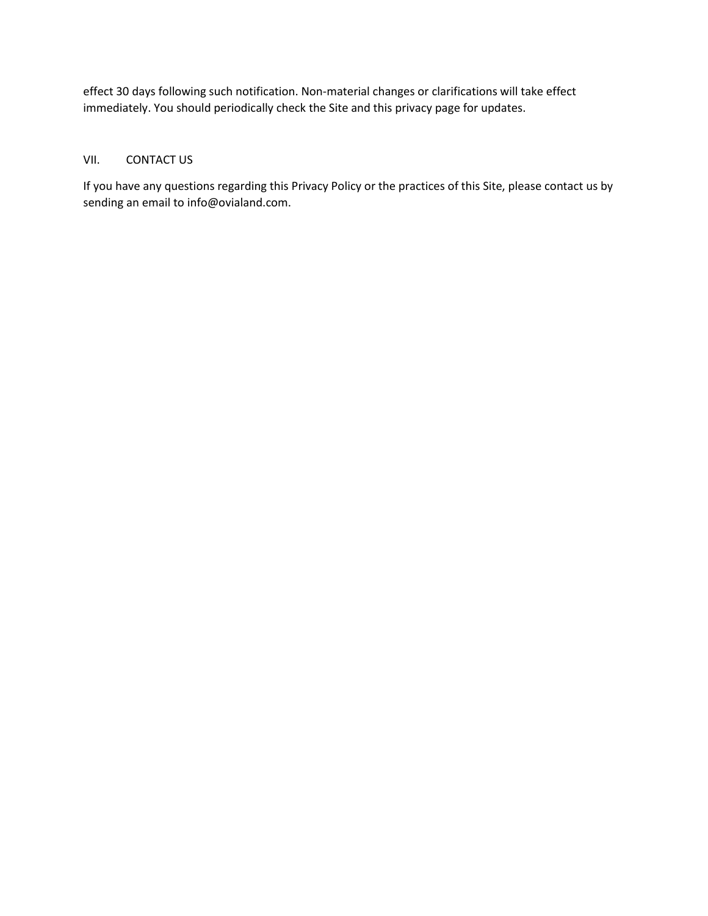effect 30 days following such notification. Non-material changes or clarifications will take effect immediately. You should periodically check the Site and this privacy page for updates.

## VII. CONTACT US

If you have any questions regarding this Privacy Policy or the practices of this Site, please contact us by sending an email to info@ovialand.com.